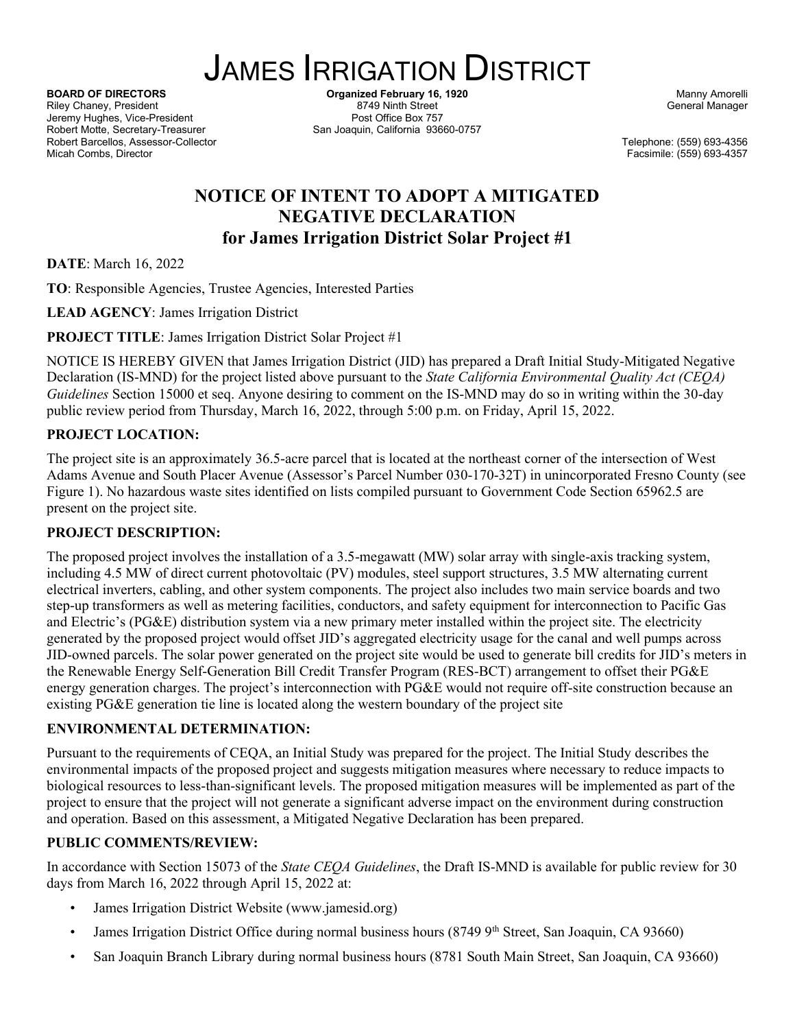# James Irrigation District

**BOARD OF DIRECTORS**
Riley Chaney, President
Jeremy Hughes, Vice-President
Robert Motte, Secretary-Treasurer
Robert Barcellos, Assessor-Collector
Micah Combs, Director

**Organized February 16, 1920**
8749 Ninth Street
Post Office Box 757
San Joaquin, California 93660-0757

Manny Amorelli
General Manager

Telephone: (559) 693-4356
Facsimile: (559) 693-4357

## NOTICE OF INTENT TO ADOPT A MITIGATED NEGATIVE DECLARATION for James Irrigation District Solar Project #1

**DATE**: March 16, 2022

**TO**: Responsible Agencies, Trustee Agencies, Interested Parties

**LEAD AGENCY**: James Irrigation District

**PROJECT TITLE**: James Irrigation District Solar Project #1

NOTICE IS HEREBY GIVEN that James Irrigation District (JID) has prepared a Draft Initial Study-Mitigated Negative Declaration (IS-MND) for the project listed above pursuant to the *State California Environmental Quality Act (CEQA) Guidelines* Section 15000 et seq. Anyone desiring to comment on the IS-MND may do so in writing within the 30-day public review period from Thursday, March 16, 2022, through 5:00 p.m. on Friday, April 15, 2022.

### PROJECT LOCATION:

The project site is an approximately 36.5-acre parcel that is located at the northeast corner of the intersection of West Adams Avenue and South Placer Avenue (Assessor's Parcel Number 030-170-32T) in unincorporated Fresno County (see Figure 1). No hazardous waste sites identified on lists compiled pursuant to Government Code Section 65962.5 are present on the project site.

### PROJECT DESCRIPTION:

The proposed project involves the installation of a 3.5-megawatt (MW) solar array with single-axis tracking system, including 4.5 MW of direct current photovoltaic (PV) modules, steel support structures, 3.5 MW alternating current electrical inverters, cabling, and other system components. The project also includes two main service boards and two step-up transformers as well as metering facilities, conductors, and safety equipment for interconnection to Pacific Gas and Electric's (PG&E) distribution system via a new primary meter installed within the project site. The electricity generated by the proposed project would offset JID's aggregated electricity usage for the canal and well pumps across JID-owned parcels. The solar power generated on the project site would be used to generate bill credits for JID's meters in the Renewable Energy Self-Generation Bill Credit Transfer Program (RES-BCT) arrangement to offset their PG&E energy generation charges. The project's interconnection with PG&E would not require off-site construction because an existing PG&E generation tie line is located along the western boundary of the project site

### ENVIRONMENTAL DETERMINATION:

Pursuant to the requirements of CEQA, an Initial Study was prepared for the project. The Initial Study describes the environmental impacts of the proposed project and suggests mitigation measures where necessary to reduce impacts to biological resources to less-than-significant levels. The proposed mitigation measures will be implemented as part of the project to ensure that the project will not generate a significant adverse impact on the environment during construction and operation. Based on this assessment, a Mitigated Negative Declaration has been prepared.

### PUBLIC COMMENTS/REVIEW:

In accordance with Section 15073 of the *State CEQA Guidelines*, the Draft IS-MND is available for public review for 30 days from March 16, 2022 through April 15, 2022 at:

- James Irrigation District Website (www.jamesid.org)
- James Irrigation District Office during normal business hours (8749 9th Street, San Joaquin, CA 93660)
- San Joaquin Branch Library during normal business hours (8781 South Main Street, San Joaquin, CA 93660)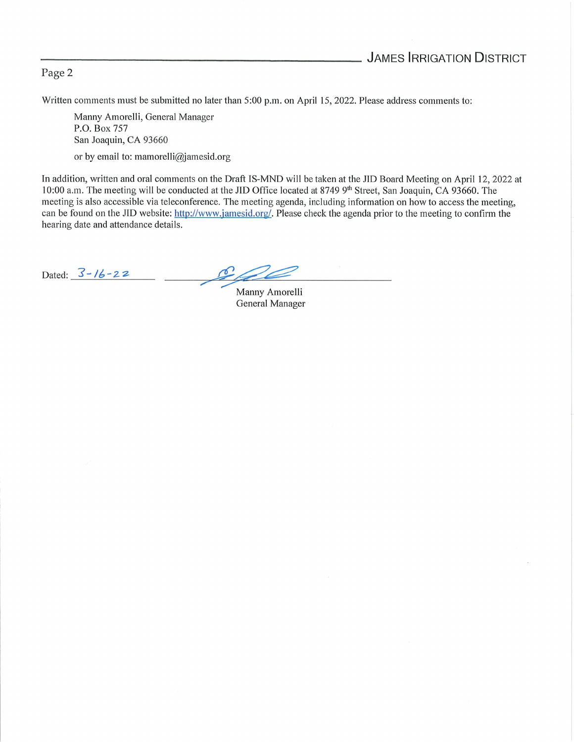Written comments must be submitted no later than 5:00 p.m. on April 15, 2022. Please address comments to:

> Manny Amorelli, General Manager
> P.O. Box 757
> San Joaquin, CA 93660
>
> or by email to: mamorelli@jamesid.org

In addition, written and oral comments on the Draft IS-MND will be taken at the JID Board Meeting on April 12, 2022 at 10:00 a.m. The meeting will be conducted at the JID Office located at 8749 9th Street, San Joaquin, CA 93660. The meeting is also accessible via teleconference. The meeting agenda, including information on how to access the meeting, can be found on the JID website: http://www.jamesid.org/. Please check the agenda prior to the meeting to confirm the hearing date and attendance details.

Dated: 3-16-22

Manny Amorelli
General Manager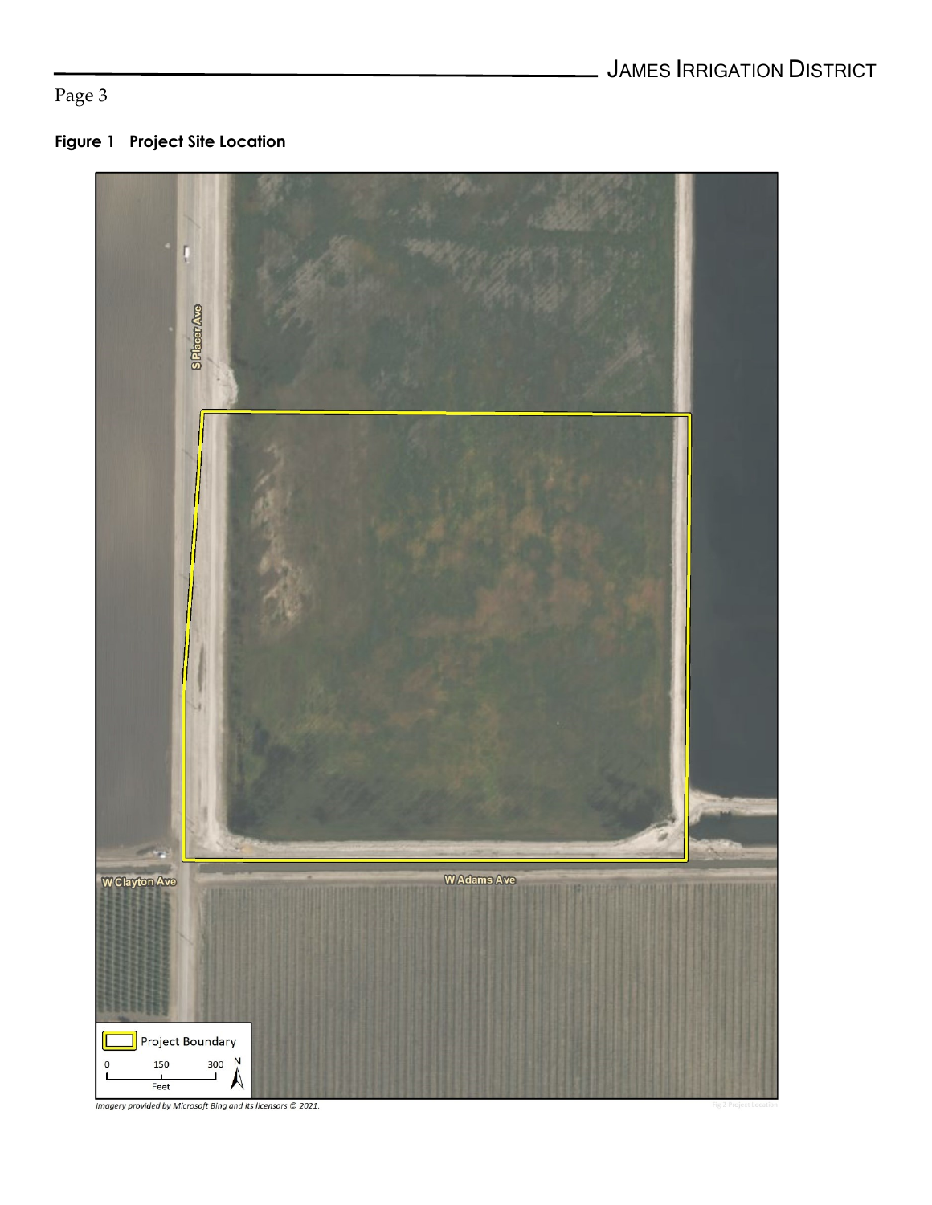**Figure 1 Project Site Location**

S Placer Ave

W Clayton Ave

W Adams Ave

Project Boundary

0 150 300

Feet

N

*Imagery provided by Microsoft Bing and its licensors © 2021.*

Fig 1 Project Location